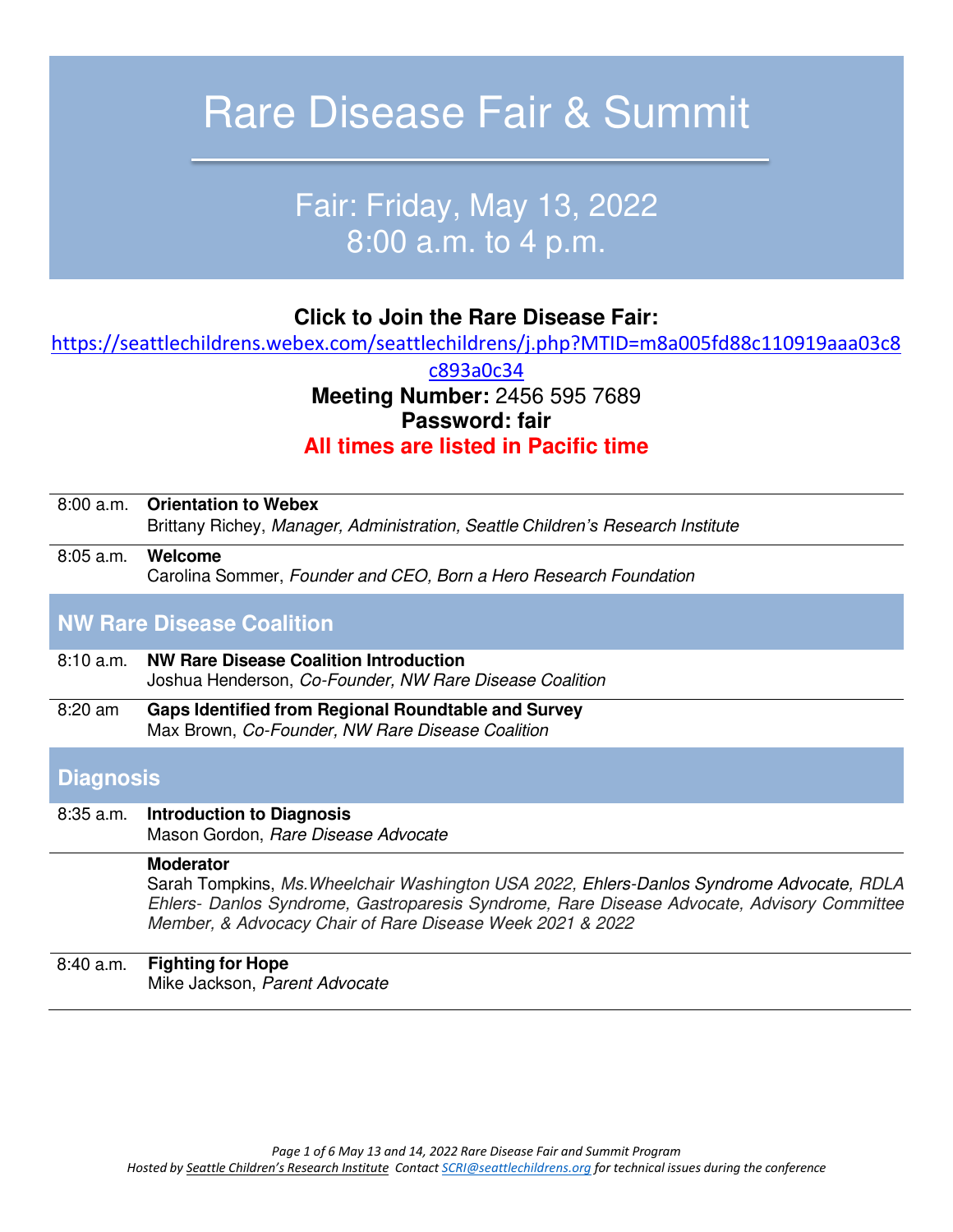# Rare Disease Fair & Summit

## Fair: Friday, May 13, 2022
## 8:00 a.m. to 4 p.m.

**Click to Join the Rare Disease Fair:**

https://seattlechildrens.webex.com/seattlechildrens/j.php?MTID=m8a005fd88c110919aaa03c8c893a0c34

**Meeting Number:** 2456 595 7689

**Password: fair**

**All times are listed in Pacific time**

| | |
|---|---|
| 8:00 a.m. | **Orientation to Webex**<br>Brittany Richey, *Manager, Administration, Seattle Children's Research Institute* |
| 8:05 a.m. | **Welcome**<br>Carolina Sommer, *Founder and CEO, Born a Hero Research Foundation* |

## NW Rare Disease Coalition

| | |
|---|---|
| 8:10 a.m. | **NW Rare Disease Coalition Introduction**<br>Joshua Henderson, *Co-Founder, NW Rare Disease Coalition* |
| 8:20 am | **Gaps Identified from Regional Roundtable and Survey**<br>Max Brown, *Co-Founder, NW Rare Disease Coalition* |

## Diagnosis

| | |
|---|---|
| 8:35 a.m. | **Introduction to Diagnosis**<br>Mason Gordon, *Rare Disease Advocate* |
| | **Moderator**<br>Sarah Tompkins, *Ms.Wheelchair Washington USA 2022, Ehlers-Danlos Syndrome Advocate, RDLA Ehlers- Danlos Syndrome, Gastroparesis Syndrome, Rare Disease Advocate, Advisory Committee Member, & Advocacy Chair of Rare Disease Week 2021 & 2022* |
| 8:40 a.m. | **Fighting for Hope**<br>Mike Jackson, *Parent Advocate* |

*May 13 and 14, 2022 Rare Disease Fair and Summit Program*

*Hosted by Seattle Children's Research Institute Contact SCRI@seattlechildrens.org for technical issues during the conference*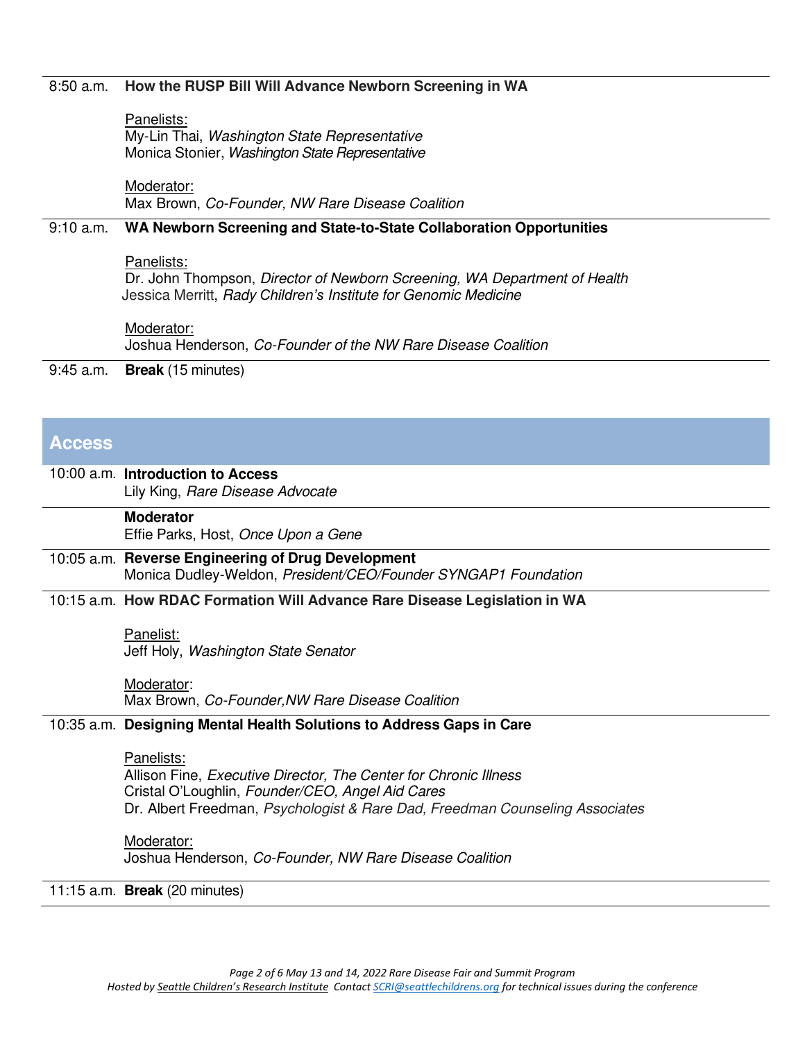8:50 a.m. **How the RUSP Bill Will Advance Newborn Screening in WA**

Panelists:
My-Lin Thai, *Washington State Representative*
Monica Stonier, *Washington State Representative*

Moderator:
Max Brown, *Co-Founder, NW Rare Disease Coalition*

9:10 a.m. **WA Newborn Screening and State-to-State Collaboration Opportunities**

Panelists:
Dr. John Thompson, *Director of Newborn Screening, WA Department of Health*
Jessica Merritt, *Rady Children's Institute for Genomic Medicine*

Moderator:
Joshua Henderson, *Co-Founder of the NW Rare Disease Coalition*

9:45 a.m. **Break** (15 minutes)

## Access

10:00 a.m. **Introduction to Access**
Lily King, *Rare Disease Advocate*

**Moderator**
Effie Parks, Host, *Once Upon a Gene*

10:05 a.m. **Reverse Engineering of Drug Development**
Monica Dudley-Weldon, *President/CEO/Founder SYNGAP1 Foundation*

10:15 a.m. **How RDAC Formation Will Advance Rare Disease Legislation in WA**

Panelist:
Jeff Holy, *Washington State Senator*

Moderator:
Max Brown, *Co-Founder,NW Rare Disease Coalition*

10:35 a.m. **Designing Mental Health Solutions to Address Gaps in Care**

Panelists:
Allison Fine, *Executive Director, The Center for Chronic Illness*
Cristal O'Loughlin, *Founder/CEO, Angel Aid Cares*
Dr. Albert Freedman, *Psychologist & Rare Dad, Freedman Counseling Associates*

Moderator:
Joshua Henderson, *Co-Founder, NW Rare Disease Coalition*

11:15 a.m. **Break** (20 minutes)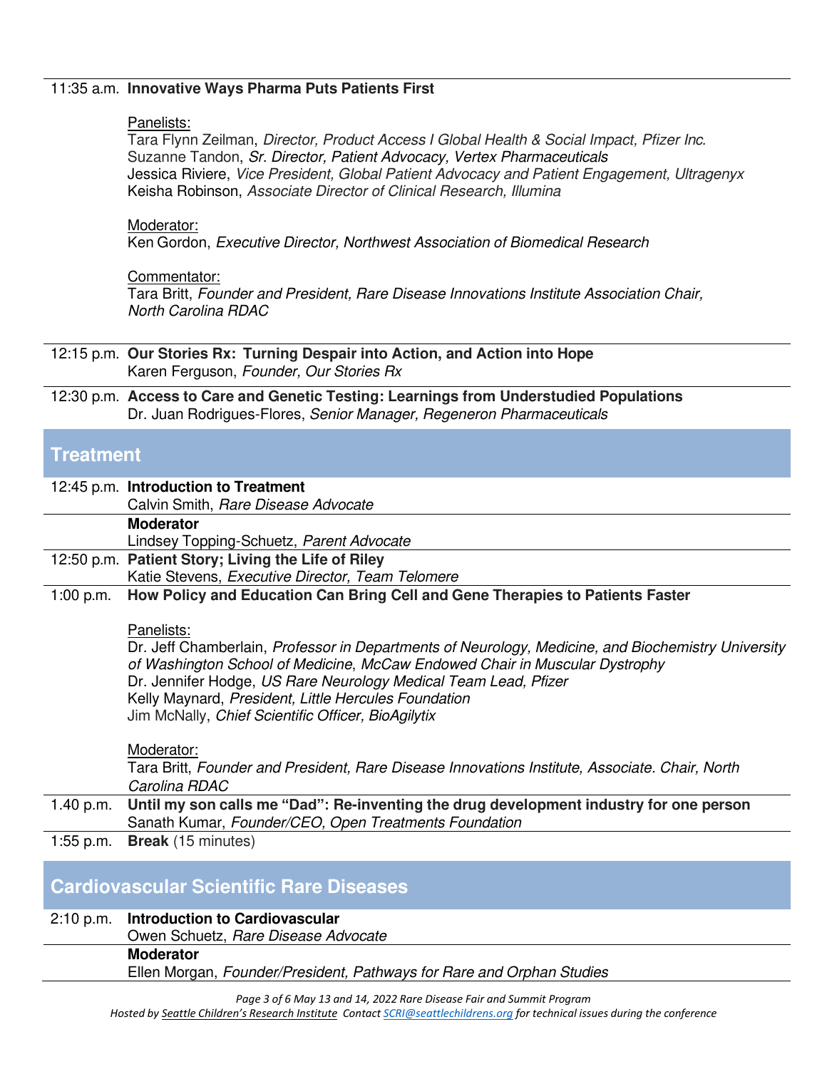11:35 a.m. **Innovative Ways Pharma Puts Patients First**

Panelists:
Tara Flynn Zeilman, *Director, Product Access I Global Health & Social Impact, Pfizer Inc.*
Suzanne Tandon, *Sr. Director, Patient Advocacy, Vertex Pharmaceuticals*
Jessica Riviere, *Vice President, Global Patient Advocacy and Patient Engagement, Ultragenyx*
Keisha Robinson, *Associate Director of Clinical Research, Illumina*

Moderator:
Ken Gordon, *Executive Director, Northwest Association of Biomedical Research*

Commentator:
Tara Britt, *Founder and President, Rare Disease Innovations Institute Association Chair, North Carolina RDAC*

12:15 p.m. **Our Stories Rx: Turning Despair into Action, and Action into Hope**
Karen Ferguson, *Founder, Our Stories Rx*

12:30 p.m. **Access to Care and Genetic Testing: Learnings from Understudied Populations**
Dr. Juan Rodrigues-Flores, *Senior Manager, Regeneron Pharmaceuticals*

## Treatment

12:45 p.m. **Introduction to Treatment**
Calvin Smith, *Rare Disease Advocate*

**Moderator**
Lindsey Topping-Schuetz, *Parent Advocate*

12:50 p.m. **Patient Story; Living the Life of Riley**
Katie Stevens, *Executive Director, Team Telomere*

1:00 p.m. **How Policy and Education Can Bring Cell and Gene Therapies to Patients Faster**

Panelists:
Dr. Jeff Chamberlain, *Professor in Departments of Neurology, Medicine, and Biochemistry University of Washington School of Medicine*, *McCaw Endowed Chair in Muscular Dystrophy*
Dr. Jennifer Hodge, *US Rare Neurology Medical Team Lead, Pfizer*
Kelly Maynard, *President, Little Hercules Foundation*
Jim McNally, *Chief Scientific Officer, BioAgilytix*

Moderator:
Tara Britt, *Founder and President, Rare Disease Innovations Institute, Associate. Chair, North Carolina RDAC*

1.40 p.m. **Until my son calls me "Dad": Re-inventing the drug development industry for one person**
Sanath Kumar, *Founder/CEO, Open Treatments Foundation*

1:55 p.m. **Break** (15 minutes)

## Cardiovascular Scientific Rare Diseases

2:10 p.m. **Introduction to Cardiovascular**
Owen Schuetz, *Rare Disease Advocate*

**Moderator**
Ellen Morgan, *Founder/President, Pathways for Rare and Orphan Studies*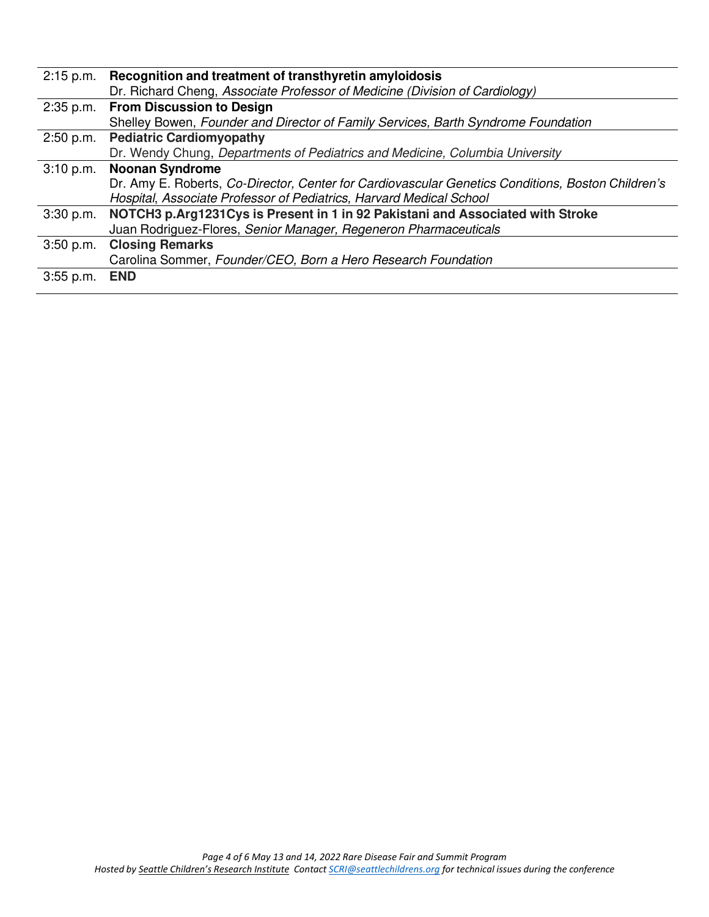| | |
|---|---|
| 2:15 p.m. | **Recognition and treatment of transthyretin amyloidosis**<br>Dr. Richard Cheng, *Associate Professor of Medicine (Division of Cardiology)* |
| 2:35 p.m. | **From Discussion to Design**<br>Shelley Bowen, *Founder and Director of Family Services, Barth Syndrome Foundation* |
| 2:50 p.m. | **Pediatric Cardiomyopathy**<br>Dr. Wendy Chung, *Departments of Pediatrics and Medicine, Columbia University* |
| 3:10 p.m. | **Noonan Syndrome**<br>Dr. Amy E. Roberts, *Co-Director, Center for Cardiovascular Genetics Conditions, Boston Children's Hospital, Associate Professor of Pediatrics, Harvard Medical School* |
| 3:30 p.m. | **NOTCH3 p.Arg1231Cys is Present in 1 in 92 Pakistani and Associated with Stroke**<br>Juan Rodriguez-Flores, *Senior Manager, Regeneron Pharmaceuticals* |
| 3:50 p.m. | **Closing Remarks**<br>Carolina Sommer, *Founder/CEO, Born a Hero Research Foundation* |
| 3:55 p.m. | **END** |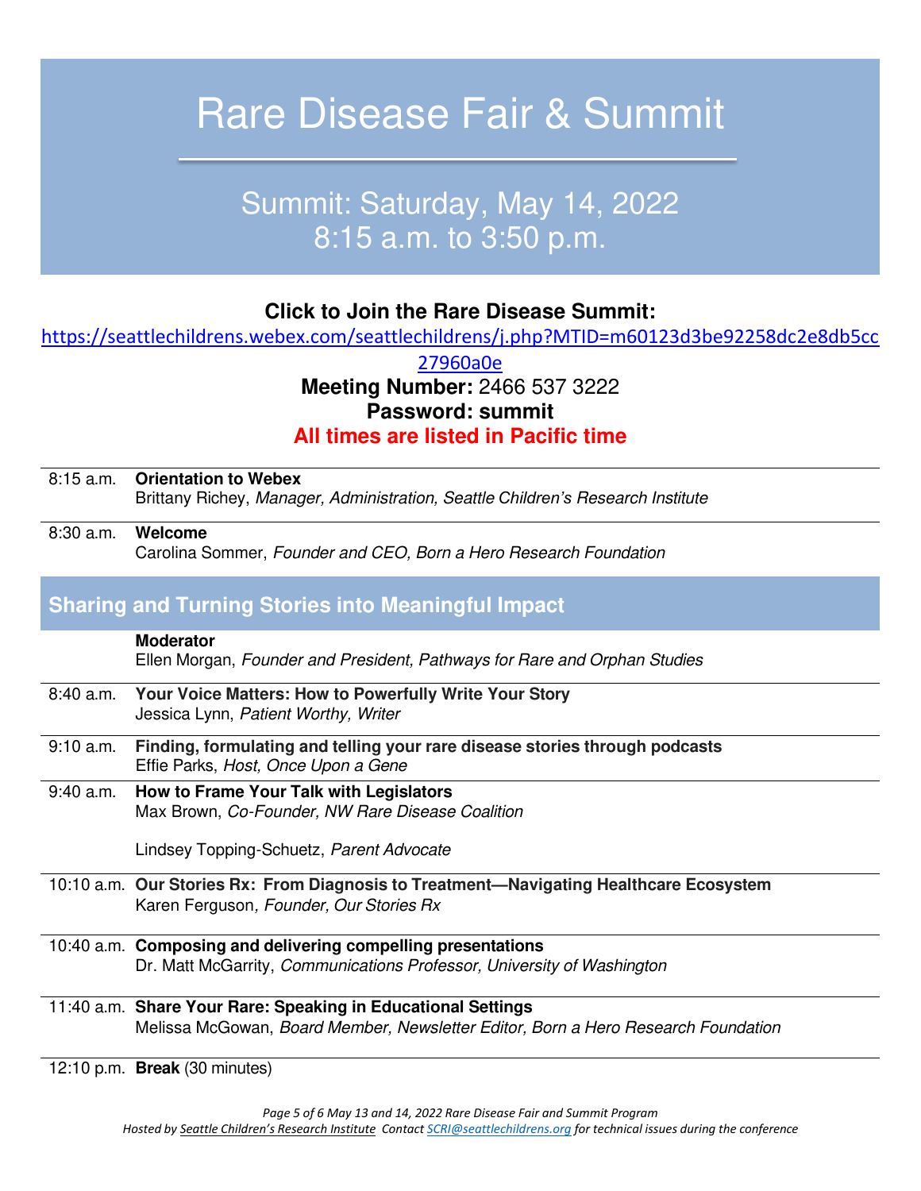# Rare Disease Fair & Summit

## Summit: Saturday, May 14, 2022
## 8:15 a.m. to 3:50 p.m.

**Click to Join the Rare Disease Summit:**
https://seattlechildrens.webex.com/seattlechildrens/j.php?MTID=m60123d3be92258dc2e8db5cc27960a0e

**Meeting Number:** 2466 537 3222

**Password: summit**

**All times are listed in Pacific time**

8:15 a.m. **Orientation to Webex**
Brittany Richey, *Manager, Administration, Seattle Children's Research Institute*

8:30 a.m. **Welcome**
Carolina Sommer, *Founder and CEO, Born a Hero Research Foundation*

## Sharing and Turning Stories into Meaningful Impact

**Moderator**
Ellen Morgan, *Founder and President, Pathways for Rare and Orphan Studies*

8:40 a.m. **Your Voice Matters: How to Powerfully Write Your Story**
Jessica Lynn, *Patient Worthy, Writer*

9:10 a.m. **Finding, formulating and telling your rare disease stories through podcasts**
Effie Parks, *Host, Once Upon a Gene*

9:40 a.m. **How to Frame Your Talk with Legislators**
Max Brown, *Co-Founder, NW Rare Disease Coalition*

Lindsey Topping-Schuetz, *Parent Advocate*

10:10 a.m. **Our Stories Rx: From Diagnosis to Treatment—Navigating Healthcare Ecosystem**
Karen Ferguson, *Founder, Our Stories Rx*

10:40 a.m. **Composing and delivering compelling presentations**
Dr. Matt McGarrity, *Communications Professor, University of Washington*

11:40 a.m. **Share Your Rare: Speaking in Educational Settings**
Melissa McGowan, *Board Member, Newsletter Editor, Born a Hero Research Foundation*

12:10 p.m. **Break** (30 minutes)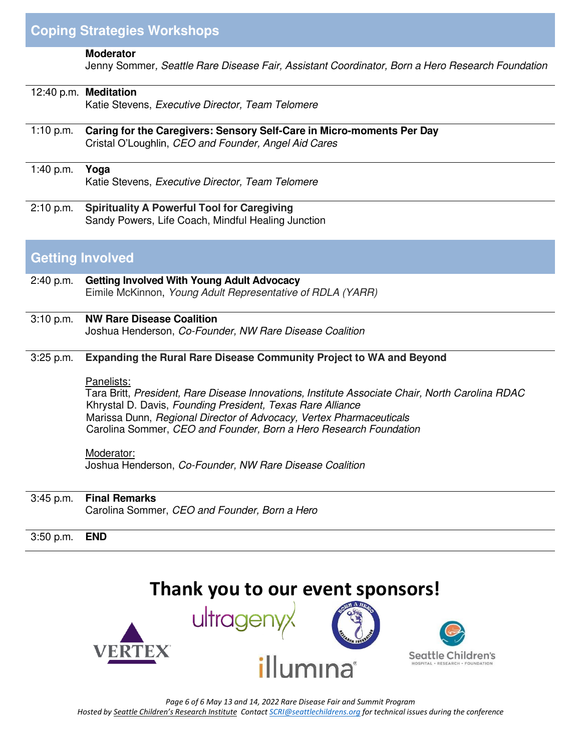## Coping Strategies Workshops

**Moderator**
Jenny Sommer*, Seattle Rare Disease Fair, Assistant Coordinator, Born a Hero Research Foundation*

| | |
|---|---|
| 12:40 p.m. | **Meditation**<br>Katie Stevens, *Executive Director, Team Telomere* |
| 1:10 p.m. | **Caring for the Caregivers: Sensory Self-Care in Micro-moments Per Day**<br>Cristal O'Loughlin, *CEO and Founder, Angel Aid Cares* |
| 1:40 p.m. | **Yoga**<br>Katie Stevens, *Executive Director, Team Telomere* |
| 2:10 p.m. | **Spirituality A Powerful Tool for Caregiving**<br>Sandy Powers, Life Coach, Mindful Healing Junction |

## Getting Involved

| | |
|---|---|
| 2:40 p.m. | **Getting Involved With Young Adult Advocacy**<br>Eimile McKinnon, *Young Adult Representative of RDLA (YARR)* |
| 3:10 p.m. | **NW Rare Disease Coalition**<br>Joshua Henderson, *Co-Founder, NW Rare Disease Coalition* |
| 3:25 p.m. | **Expanding the Rural Rare Disease Community Project to WA and Beyond**<br><br>Panelists:<br>Tara Britt, *President, Rare Disease Innovations, Institute Associate Chair, North Carolina RDAC*<br>Khrystal D. Davis, *Founding President, Texas Rare Alliance*<br>Marissa Dunn, *Regional Director of Advocacy, Vertex Pharmaceuticals*<br>Carolina Sommer, *CEO and Founder, Born a Hero Research Foundation*<br><br>Moderator:<br>Joshua Henderson, *Co-Founder, NW Rare Disease Coalition* |
| 3:45 p.m. | **Final Remarks**<br>Carolina Sommer, *CEO and Founder, Born a Hero* |
| 3:50 p.m. | **END** |

# Thank you to our event sponsors!

VERTEX

ultragenyx

Born a Hero Research Foundation

illumina

Seattle Children's HOSPITAL • RESEARCH • FOUNDATION

*Page 6 of 6 May 13 and 14, 2022 Rare Disease Fair and Summit Program*
*Hosted by Seattle Children's Research Institute Contact SCRI@seattlechildrens.org for technical issues during the conference*